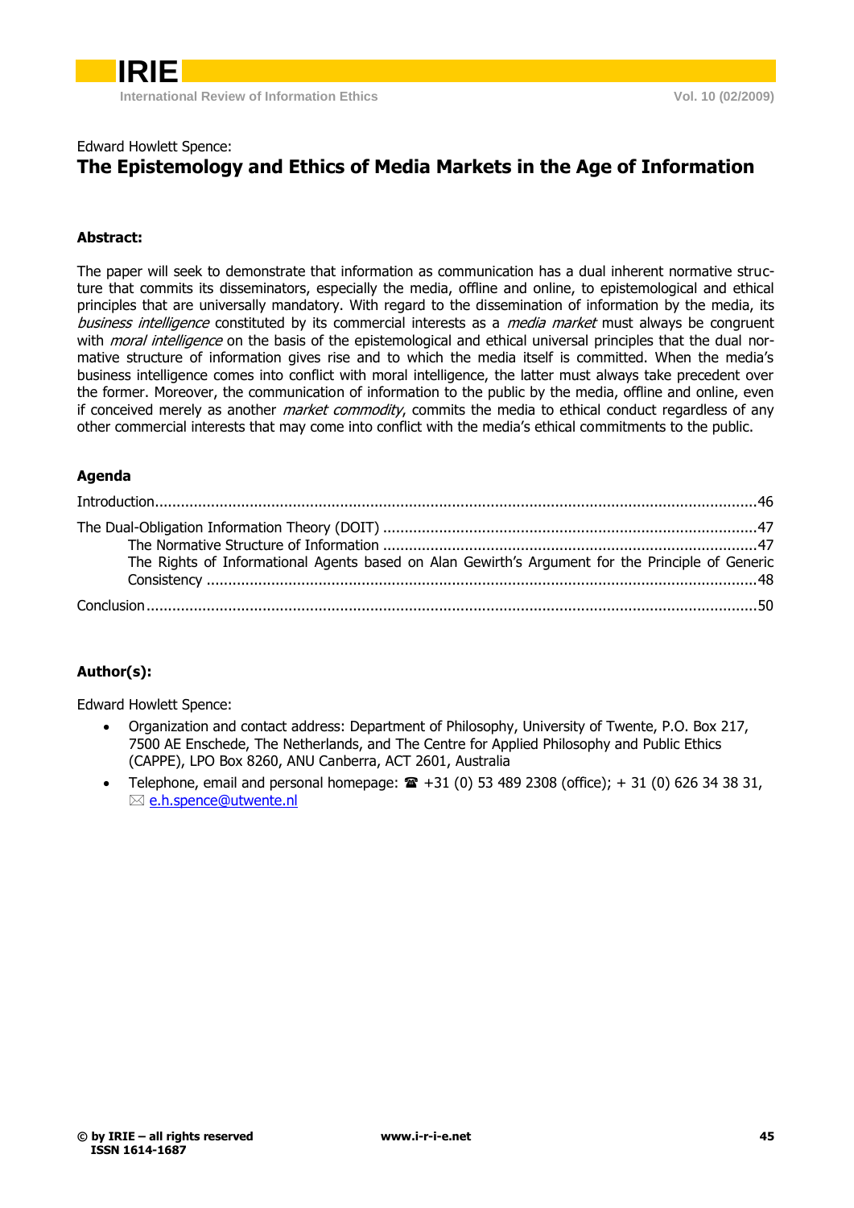Edward Howlett Spence:

# The Epistemology and Ethics of Media Markets in the Age of Information

## Abstract:

The paper will seek to demonstrate that information as communication has a dual inherent normative structure that commits its disseminators, especially the media, offline and online, to epistemological and ethical principles that are universally mandatory. With regard to the dissemination of information by the media, its *business intelligence* constituted by its commercial interests as a *media market* must always be congruent with *moral intelligence* on the basis of the epistemological and ethical universal principles that the dual normative structure of information gives rise and to which the media itself is committed. When the media's business intelligence comes into conflict with moral intelligence, the latter must always take precedent over the former. Moreover, the communication of information to the public by the media, offline and online, even if conceived merely as another *market commodity*, commits the media to ethical conduct regardless of any other commercial interests that may come into conflict with the media's ethical commitments to the public.

## Agenda

Introduction....46

The Dual-Obligation Information Theory (DOIT)....47

- The Normative Structure of Information....47
- The Rights of Informational Agents based on Alan Gewirth's Argument for the Principle of Generic Consistency....48

Conclusion....50

## Author(s):

Edward Howlett Spence:

- Organization and contact address: Department of Philosophy, University of Twente, P.O. Box 217, 7500 AE Enschede, The Netherlands, and The Centre for Applied Philosophy and Public Ethics (CAPPE), LPO Box 8260, ANU Canberra, ACT 2601, Australia
- Telephone, email and personal homepage: ☎ +31 (0) 53 489 2308 (office); + 31 (0) 626 34 38 31, ✉ e.h.spence@utwente.nl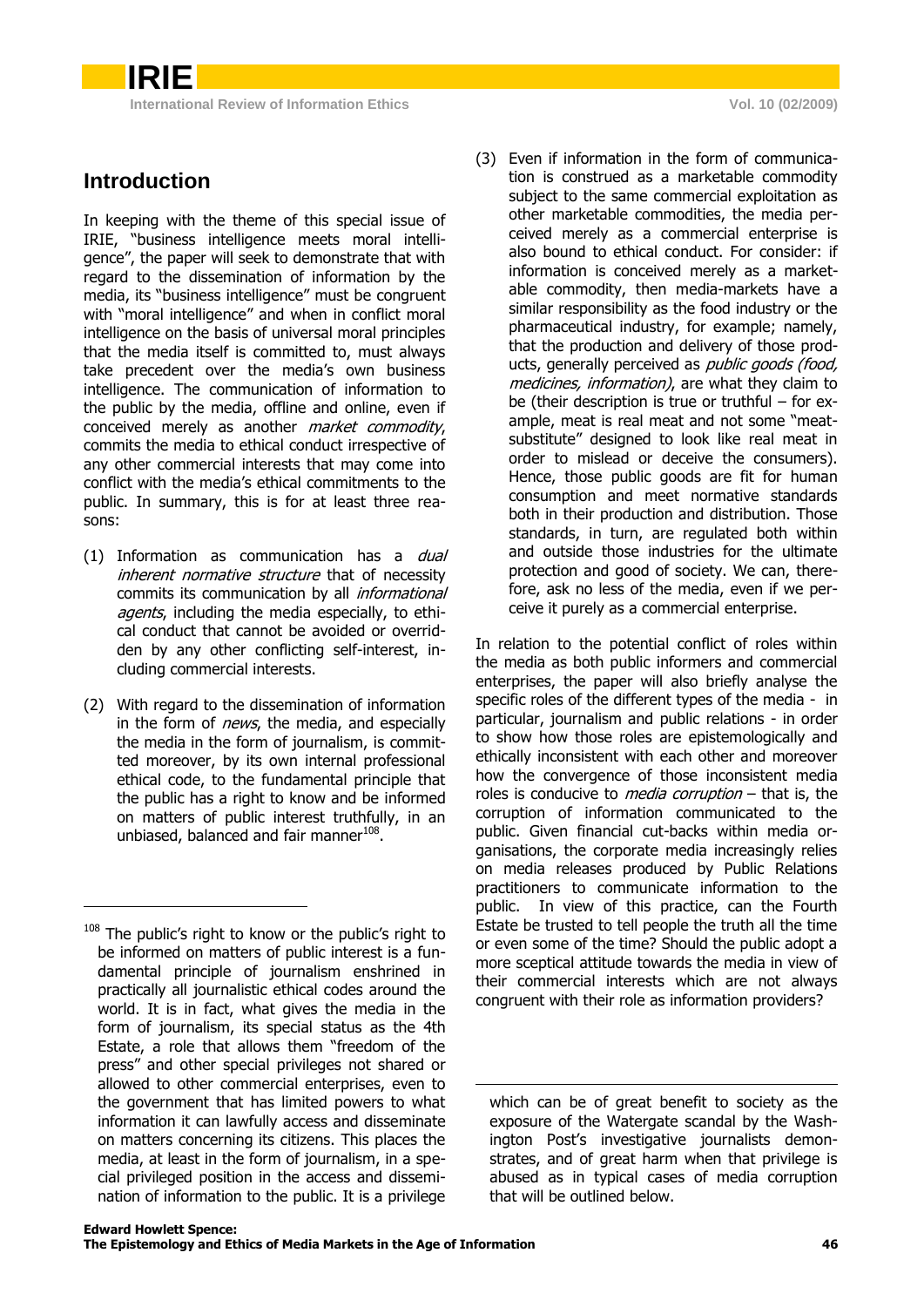## Introduction

In keeping with the theme of this special issue of IRIE, "business intelligence meets moral intelligence", the paper will seek to demonstrate that with regard to the dissemination of information by the media, its "business intelligence" must be congruent with "moral intelligence" and when in conflict moral intelligence on the basis of universal moral principles that the media itself is committed to, must always take precedent over the media's own business intelligence. The communication of information to the public by the media, offline and online, even if conceived merely as another *market commodity*, commits the media to ethical conduct irrespective of any other commercial interests that may come into conflict with the media's ethical commitments to the public. In summary, this is for at least three reasons:

(1) Information as communication has a *dual inherent normative structure* that of necessity commits its communication by all *informational agents*, including the media especially, to ethical conduct that cannot be avoided or overridden by any other conflicting self-interest, including commercial interests.

(2) With regard to the dissemination of information in the form of *news*, the media, and especially the media in the form of journalism, is committed moreover, by its own internal professional ethical code, to the fundamental principle that the public has a right to know and be informed on matters of public interest truthfully, in an unbiased, balanced and fair manner[108].

(3) Even if information in the form of communication is construed as a marketable commodity subject to the same commercial exploitation as other marketable commodities, the media perceived merely as a commercial enterprise is also bound to ethical conduct. For consider: if information is conceived merely as a marketable commodity, then media-markets have a similar responsibility as the food industry or the pharmaceutical industry, for example; namely, that the production and delivery of those products, generally perceived as *public goods (food, medicines, information)*, are what they claim to be (their description is true or truthful – for example, meat is real meat and not some "meat-substitute" designed to look like real meat in order to mislead or deceive the consumers). Hence, those public goods are fit for human consumption and meet normative standards both in their production and distribution. Those standards, in turn, are regulated both within and outside those industries for the ultimate protection and good of society. We can, therefore, ask no less of the media, even if we perceive it purely as a commercial enterprise.

In relation to the potential conflict of roles within the media as both public informers and commercial enterprises, the paper will also briefly analyse the specific roles of the different types of the media - in particular, journalism and public relations - in order to show how those roles are epistemologically and ethically inconsistent with each other and moreover how the convergence of those inconsistent media roles is conducive to *media corruption* – that is, the corruption of information communicated to the public. Given financial cut-backs within media organisations, the corporate media increasingly relies on media releases produced by Public Relations practitioners to communicate information to the public. In view of this practice, can the Fourth Estate be trusted to tell people the truth all the time or even some of the time? Should the public adopt a more sceptical attitude towards the media in view of their commercial interests which are not always congruent with their role as information providers?

---

[108] The public's right to know or the public's right to be informed on matters of public interest is a fundamental principle of journalism enshrined in practically all journalistic ethical codes around the world. It is in fact, what gives the media in the form of journalism, its special status as the 4th Estate, a role that allows them "freedom of the press" and other special privileges not shared or allowed to other commercial enterprises, even to the government that has limited powers to what information it can lawfully access and disseminate on matters concerning its citizens. This places the media, at least in the form of journalism, in a special privileged position in the access and dissemination of information to the public. It is a privilege which can be of great benefit to society as the exposure of the Watergate scandal by the Washington Post's investigative journalists demonstrates, and of great harm when that privilege is abused as in typical cases of media corruption that will be outlined below.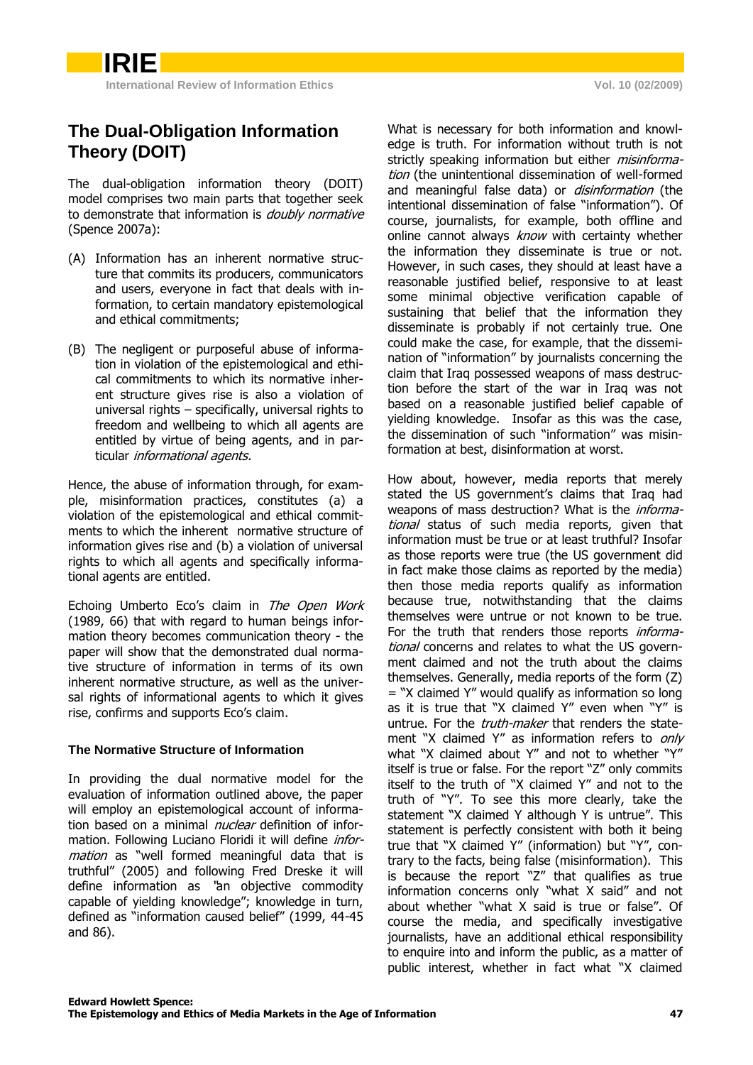## The Dual-Obligation Information Theory (DOIT)

The dual-obligation information theory (DOIT) model comprises two main parts that together seek to demonstrate that information is *doubly normative* (Spence 2007a):

(A) Information has an inherent normative structure that commits its producers, communicators and users, everyone in fact that deals with information, to certain mandatory epistemological and ethical commitments;

(B) The negligent or purposeful abuse of information in violation of the epistemological and ethical commitments to which its normative inherent structure gives rise is also a violation of universal rights – specifically, universal rights to freedom and wellbeing to which all agents are entitled by virtue of being agents, and in particular *informational agents.*

Hence, the abuse of information through, for example, misinformation practices, constitutes (a) a violation of the epistemological and ethical commitments to which the inherent normative structure of information gives rise and (b) a violation of universal rights to which all agents and specifically informational agents are entitled.

Echoing Umberto Eco's claim in *The Open Work* (1989, 66) that with regard to human beings information theory becomes communication theory - the paper will show that the demonstrated dual normative structure of information in terms of its own inherent normative structure, as well as the universal rights of informational agents to which it gives rise, confirms and supports Eco's claim.

### The Normative Structure of Information

In providing the dual normative model for the evaluation of information outlined above, the paper will employ an epistemological account of information based on a minimal *nuclear* definition of information. Following Luciano Floridi it will define *information* as "well formed meaningful data that is truthful" (2005) and following Fred Dreske it will define information as "an objective commodity capable of yielding knowledge"; knowledge in turn, defined as "information caused belief" (1999, 44-45 and 86).

What is necessary for both information and knowledge is truth. For information without truth is not strictly speaking information but either *misinformation* (the unintentional dissemination of well-formed and meaningful false data) or *disinformation* (the intentional dissemination of false "information"). Of course, journalists, for example, both offline and online cannot always *know* with certainty whether the information they disseminate is true or not. However, in such cases, they should at least have a reasonable justified belief, responsive to at least some minimal objective verification capable of sustaining that belief that the information they disseminate is probably if not certainly true. One could make the case, for example, that the dissemination of "information" by journalists concerning the claim that Iraq possessed weapons of mass destruction before the start of the war in Iraq was not based on a reasonable justified belief capable of yielding knowledge. Insofar as this was the case, the dissemination of such "information" was misinformation at best, disinformation at worst.

How about, however, media reports that merely stated the US government's claims that Iraq had weapons of mass destruction? What is the *informational* status of such media reports, given that information must be true or at least truthful? Insofar as those reports were true (the US government did in fact make those claims as reported by the media) then those media reports qualify as information because true, notwithstanding that the claims themselves were untrue or not known to be true. For the truth that renders those reports *informational* concerns and relates to what the US government claimed and not the truth about the claims themselves. Generally, media reports of the form (Z) = "X claimed Y" would qualify as information so long as it is true that "X claimed Y" even when "Y" is untrue. For the *truth-maker* that renders the statement "X claimed Y" as information refers to *only* what "X claimed about Y" and not to whether "Y" itself is true or false. For the report "Z" only commits itself to the truth of "X claimed Y" and not to the truth of "Y". To see this more clearly, take the statement "X claimed Y although Y is untrue". This statement is perfectly consistent with both it being true that "X claimed Y" (information) but "Y", contrary to the facts, being false (misinformation). This is because the report "Z" that qualifies as true information concerns only "what X said" and not about whether "what X said is true or false". Of course the media, and specifically investigative journalists, have an additional ethical responsibility to enquire into and inform the public, as a matter of public interest, whether in fact what "X claimed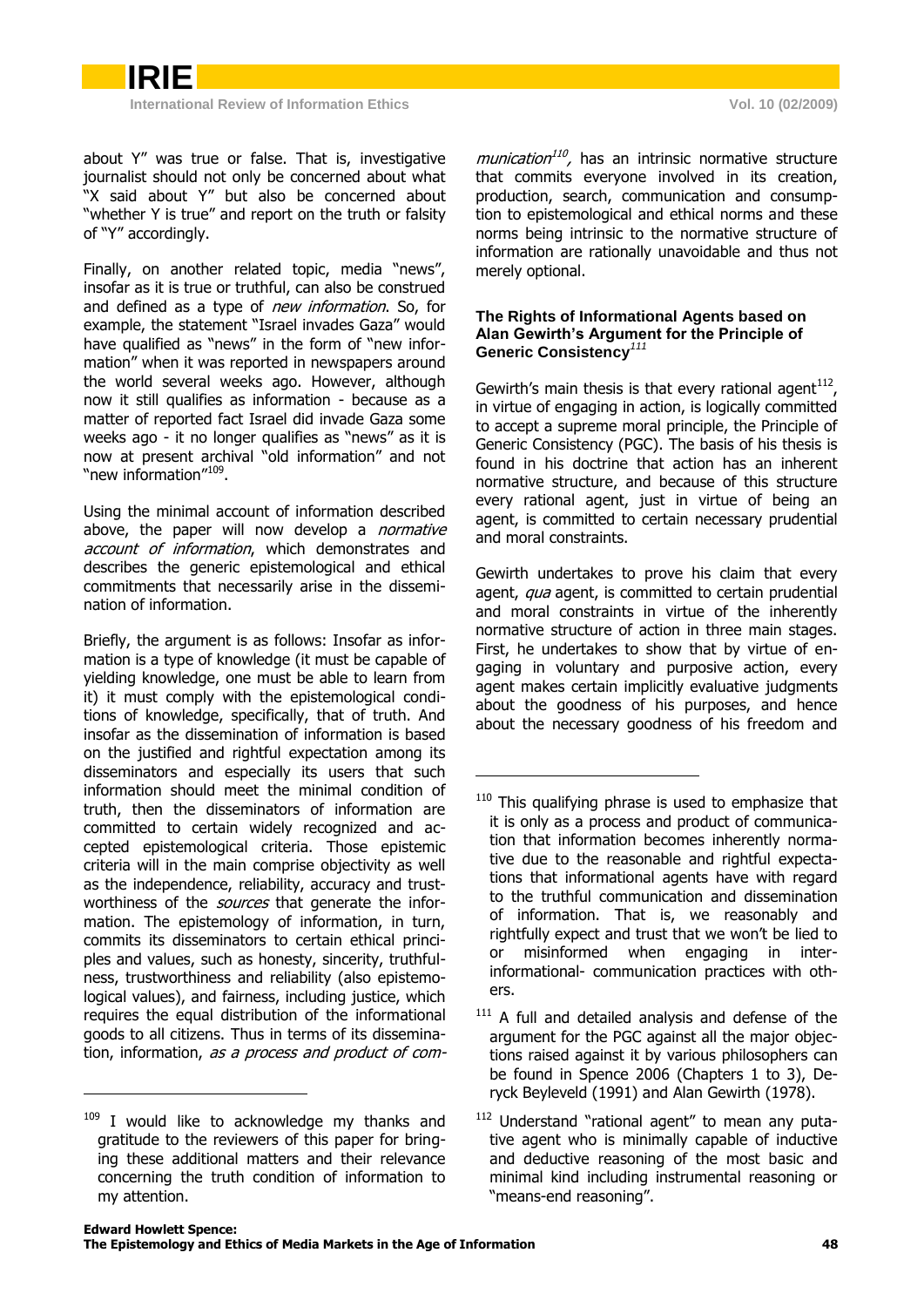about Y" was true or false. That is, investigative journalist should not only be concerned about what "X said about Y" but also be concerned about "whether Y is true" and report on the truth or falsity of "Y" accordingly.

Finally, on another related topic, media "news", insofar as it is true or truthful, can also be construed and defined as a type of *new information*. So, for example, the statement "Israel invades Gaza" would have qualified as "news" in the form of "new information" when it was reported in newspapers around the world several weeks ago. However, although now it still qualifies as information - because as a matter of reported fact Israel did invade Gaza some weeks ago - it no longer qualifies as "news" as it is now at present archival "old information" and not "new information"[109].

Using the minimal account of information described above, the paper will now develop a *normative account of information*, which demonstrates and describes the generic epistemological and ethical commitments that necessarily arise in the dissemination of information.

Briefly, the argument is as follows: Insofar as information is a type of knowledge (it must be capable of yielding knowledge, one must be able to learn from it) it must comply with the epistemological conditions of knowledge, specifically, that of truth. And insofar as the dissemination of information is based on the justified and rightful expectation among its disseminators and especially its users that such information should meet the minimal condition of truth, then the disseminators of information are committed to certain widely recognized and accepted epistemological criteria. Those epistemic criteria will in the main comprise objectivity as well as the independence, reliability, accuracy and trustworthiness of the *sources* that generate the information. The epistemology of information, in turn, commits its disseminators to certain ethical principles and values, such as honesty, sincerity, truthfulness, trustworthiness and reliability (also epistemological values), and fairness, including justice, which requires the equal distribution of the informational goods to all citizens. Thus in terms of its dissemination, information, *as a process and product of communication*[110], has an intrinsic normative structure that commits everyone involved in its creation, production, search, communication and consumption to epistemological and ethical norms and these norms being intrinsic to the normative structure of information are rationally unavoidable and thus not merely optional.

#### The Rights of Informational Agents based on Alan Gewirth's Argument for the Principle of Generic Consistency[111]

Gewirth's main thesis is that every rational agent[112], in virtue of engaging in action, is logically committed to accept a supreme moral principle, the Principle of Generic Consistency (PGC). The basis of his thesis is found in his doctrine that action has an inherent normative structure, and because of this structure every rational agent, just in virtue of being an agent, is committed to certain necessary prudential and moral constraints.

Gewirth undertakes to prove his claim that every agent, *qua* agent, is committed to certain prudential and moral constraints in virtue of the inherently normative structure of action in three main stages. First, he undertakes to show that by virtue of engaging in voluntary and purposive action, every agent makes certain implicitly evaluative judgments about the goodness of his purposes, and hence about the necessary goodness of his freedom and

---

[109] I would like to acknowledge my thanks and gratitude to the reviewers of this paper for bringing these additional matters and their relevance concerning the truth condition of information to my attention.

[110] This qualifying phrase is used to emphasize that it is only as a process and product of communication that information becomes inherently normative due to the reasonable and rightful expectations that informational agents have with regard to the truthful communication and dissemination of information. That is, we reasonably and rightfully expect and trust that we won't be lied to or misinformed when engaging in inter-informational- communication practices with others.

[111] A full and detailed analysis and defense of the argument for the PGC against all the major objections raised against it by various philosophers can be found in Spence 2006 (Chapters 1 to 3), Deryck Beyleveld (1991) and Alan Gewirth (1978).

[112] Understand "rational agent" to mean any putative agent who is minimally capable of inductive and deductive reasoning of the most basic and minimal kind including instrumental reasoning or "means-end reasoning".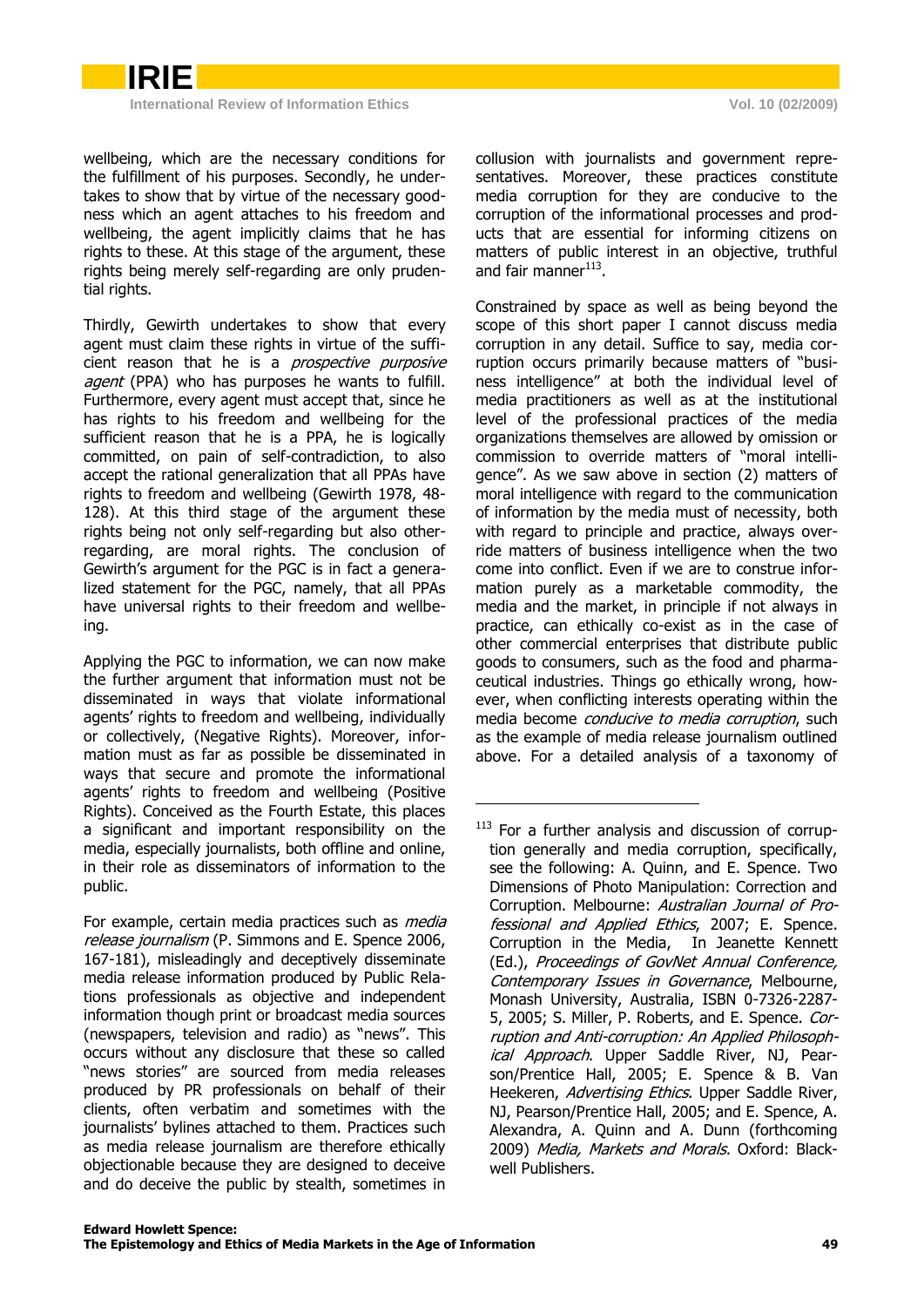wellbeing, which are the necessary conditions for the fulfillment of his purposes. Secondly, he undertakes to show that by virtue of the necessary goodness which an agent attaches to his freedom and wellbeing, the agent implicitly claims that he has rights to these. At this stage of the argument, these rights being merely self-regarding are only prudential rights.

Thirdly, Gewirth undertakes to show that every agent must claim these rights in virtue of the sufficient reason that he is a *prospective purposive agent* (PPA) who has purposes he wants to fulfill. Furthermore, every agent must accept that, since he has rights to his freedom and wellbeing for the sufficient reason that he is a PPA, he is logically committed, on pain of self-contradiction, to also accept the rational generalization that all PPAs have rights to freedom and wellbeing (Gewirth 1978, 48-128). At this third stage of the argument these rights being not only self-regarding but also other-regarding, are moral rights. The conclusion of Gewirth's argument for the PGC is in fact a generalized statement for the PGC, namely, that all PPAs have universal rights to their freedom and wellbeing.

Applying the PGC to information, we can now make the further argument that information must not be disseminated in ways that violate informational agents' rights to freedom and wellbeing, individually or collectively, (Negative Rights). Moreover, information must as far as possible be disseminated in ways that secure and promote the informational agents' rights to freedom and wellbeing (Positive Rights). Conceived as the Fourth Estate, this places a significant and important responsibility on the media, especially journalists, both offline and online, in their role as disseminators of information to the public.

For example, certain media practices such as *media release journalism* (P. Simmons and E. Spence 2006, 167-181), misleadingly and deceptively disseminate media release information produced by Public Relations professionals as objective and independent information though print or broadcast media sources (newspapers, television and radio) as "news". This occurs without any disclosure that these so called "news stories" are sourced from media releases produced by PR professionals on behalf of their clients, often verbatim and sometimes with the journalists' bylines attached to them. Practices such as media release journalism are therefore ethically objectionable because they are designed to deceive and do deceive the public by stealth, sometimes in collusion with journalists and government representatives. Moreover, these practices constitute media corruption for they are conducive to the corruption of the informational processes and products that are essential for informing citizens on matters of public interest in an objective, truthful and fair manner[113].

Constrained by space as well as being beyond the scope of this short paper I cannot discuss media corruption in any detail. Suffice to say, media corruption occurs primarily because matters of "business intelligence" at both the individual level of media practitioners as well as at the institutional level of the professional practices of the media organizations themselves are allowed by omission or commission to override matters of "moral intelligence". As we saw above in section (2) matters of moral intelligence with regard to the communication of information by the media must of necessity, both with regard to principle and practice, always override matters of business intelligence when the two come into conflict. Even if we are to construe information purely as a marketable commodity, the media and the market, in principle if not always in practice, can ethically co-exist as in the case of other commercial enterprises that distribute public goods to consumers, such as the food and pharmaceutical industries. Things go ethically wrong, however, when conflicting interests operating within the media become *conducive to media corruption*, such as the example of media release journalism outlined above. For a detailed analysis of a taxonomy of

[113] For a further analysis and discussion of corruption generally and media corruption, specifically, see the following: A. Quinn, and E. Spence. Two Dimensions of Photo Manipulation: Correction and Corruption. Melbourne: *Australian Journal of Professional and Applied Ethics*, 2007; E. Spence. Corruption in the Media, In Jeanette Kennett (Ed.), *Proceedings of GovNet Annual Conference, Contemporary Issues in Governance*, Melbourne, Monash University, Australia, ISBN 0-7326-2287-5, 2005; S. Miller, P. Roberts, and E. Spence. *Corruption and Anti-corruption: An Applied Philosophical Approach*. Upper Saddle River, NJ, Pearson/Prentice Hall, 2005; E. Spence & B. Van Heekeren, *Advertising Ethics*. Upper Saddle River, NJ, Pearson/Prentice Hall, 2005; and E. Spence, A. Alexandra, A. Quinn and A. Dunn (forthcoming 2009) *Media, Markets and Morals*. Oxford: Blackwell Publishers.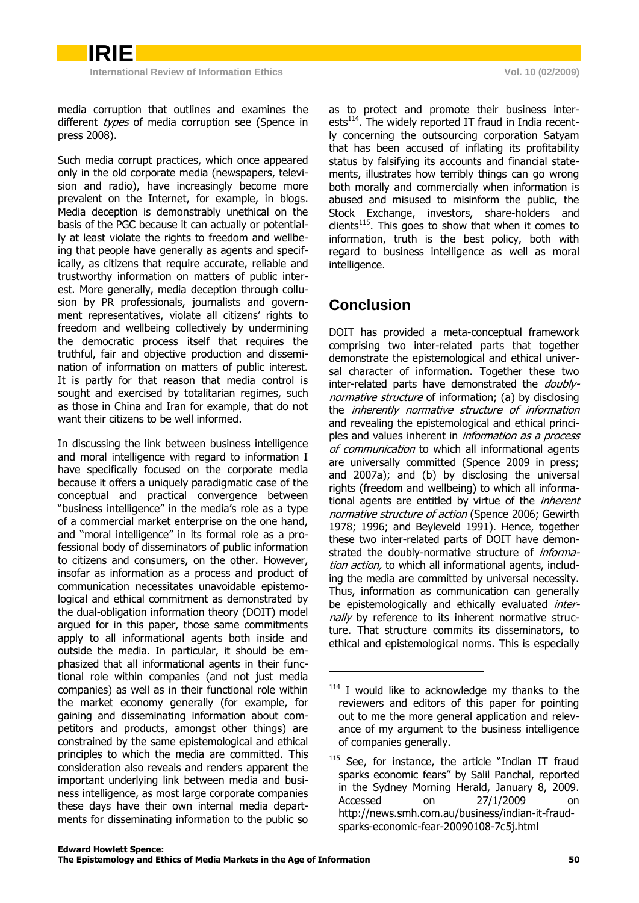media corruption that outlines and examines the different *types* of media corruption see (Spence in press 2008).

Such media corrupt practices, which once appeared only in the old corporate media (newspapers, television and radio), have increasingly become more prevalent on the Internet, for example, in blogs. Media deception is demonstrably unethical on the basis of the PGC because it can actually or potentially at least violate the rights to freedom and wellbeing that people have generally as agents and specifically, as citizens that require accurate, reliable and trustworthy information on matters of public interest. More generally, media deception through collusion by PR professionals, journalists and government representatives, violate all citizens' rights to freedom and wellbeing collectively by undermining the democratic process itself that requires the truthful, fair and objective production and dissemination of information on matters of public interest. It is partly for that reason that media control is sought and exercised by totalitarian regimes, such as those in China and Iran for example, that do not want their citizens to be well informed.

In discussing the link between business intelligence and moral intelligence with regard to information I have specifically focused on the corporate media because it offers a uniquely paradigmatic case of the conceptual and practical convergence between "business intelligence" in the media's role as a type of a commercial market enterprise on the one hand, and "moral intelligence" in its formal role as a professional body of disseminators of public information to citizens and consumers, on the other. However, insofar as information as a process and product of communication necessitates unavoidable epistemological and ethical commitment as demonstrated by the dual-obligation information theory (DOIT) model argued for in this paper, those same commitments apply to all informational agents both inside and outside the media. In particular, it should be emphasized that all informational agents in their functional role within companies (and not just media companies) as well as in their functional role within the market economy generally (for example, for gaining and disseminating information about competitors and products, amongst other things) are constrained by the same epistemological and ethical principles to which the media are committed. This consideration also reveals and renders apparent the important underlying link between media and business intelligence, as most large corporate companies these days have their own internal media departments for disseminating information to the public so as to protect and promote their business interests[114]. The widely reported IT fraud in India recently concerning the outsourcing corporation Satyam that has been accused of inflating its profitability status by falsifying its accounts and financial statements, illustrates how terribly things can go wrong both morally and commercially when information is abused and misused to misinform the public, the Stock Exchange, investors, share-holders and clients[115]. This goes to show that when it comes to information, truth is the best policy, both with regard to business intelligence as well as moral intelligence.

## Conclusion

DOIT has provided a meta-conceptual framework comprising two inter-related parts that together demonstrate the epistemological and ethical universal character of information. Together these two inter-related parts have demonstrated the *doubly-normative structure* of information; (a) by disclosing the *inherently normative structure of information* and revealing the epistemological and ethical principles and values inherent in *information as a process of communication* to which all informational agents are universally committed (Spence 2009 in press; and 2007a)); and (b) by disclosing the universal rights (freedom and wellbeing) to which all informational agents are entitled by virtue of the *inherent normative structure of action* (Spence 2006; Gewirth 1978; 1996; and Beyleveld 1991). Hence, together these two inter-related parts of DOIT have demonstrated the doubly-normative structure of *information action,* to which all informational agents, including the media are committed by universal necessity. Thus, information as communication can generally be epistemologically and ethically evaluated *internally* by reference to its inherent normative structure. That structure commits its disseminators, to ethical and epistemological norms. This is especially

---

[114] I would like to acknowledge my thanks to the reviewers and editors of this paper for pointing out to me the more general application and relevance of my argument to the business intelligence of companies generally.

[115] See, for instance, the article "Indian IT fraud sparks economic fears" by Salil Panchal, reported in the Sydney Morning Herald, January 8, 2009. Accessed on 27/1/2009 on http://news.smh.com.au/business/indian-it-fraud-sparks-economic-fear-20090108-7c5j.html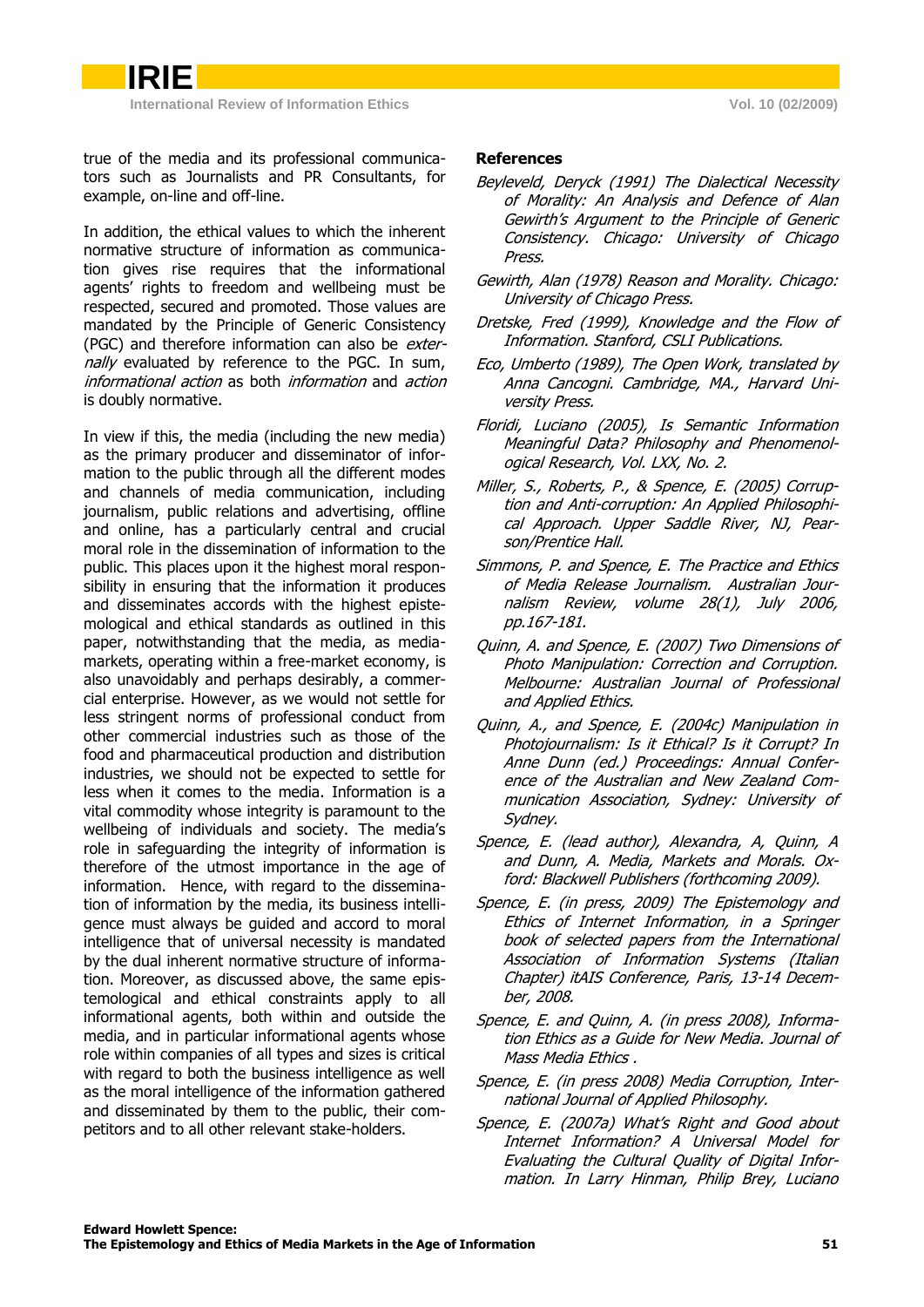true of the media and its professional communicators such as Journalists and PR Consultants, for example, on-line and off-line.

In addition, the ethical values to which the inherent normative structure of information as communication gives rise requires that the informational agents' rights to freedom and wellbeing must be respected, secured and promoted. Those values are mandated by the Principle of Generic Consistency (PGC) and therefore information can also be *externally* evaluated by reference to the PGC. In sum, *informational action* as both *information* and *action* is doubly normative.

In view if this, the media (including the new media) as the primary producer and disseminator of information to the public through all the different modes and channels of media communication, including journalism, public relations and advertising, offline and online, has a particularly central and crucial moral role in the dissemination of information to the public. This places upon it the highest moral responsibility in ensuring that the information it produces and disseminates accords with the highest epistemological and ethical standards as outlined in this paper, notwithstanding that the media, as media-markets, operating within a free-market economy, is also unavoidably and perhaps desirably, a commercial enterprise. However, as we would not settle for less stringent norms of professional conduct from other commercial industries such as those of the food and pharmaceutical production and distribution industries, we should not be expected to settle for less when it comes to the media. Information is a vital commodity whose integrity is paramount to the wellbeing of individuals and society. The media's role in safeguarding the integrity of information is therefore of the utmost importance in the age of information. Hence, with regard to the dissemination of information by the media, its business intelligence must always be guided and accord to moral intelligence that of universal necessity is mandated by the dual inherent normative structure of information. Moreover, as discussed above, the same epistemological and ethical constraints apply to all informational agents, both within and outside the media, and in particular informational agents whose role within companies of all types and sizes is critical with regard to both the business intelligence as well as the moral intelligence of the information gathered and disseminated by them to the public, their competitors and to all other relevant stake-holders.

**References**

*Beyleveld, Deryck (1991) The Dialectical Necessity of Morality: An Analysis and Defence of Alan Gewirth's Argument to the Principle of Generic Consistency. Chicago: University of Chicago Press.*

*Gewirth, Alan (1978) Reason and Morality. Chicago: University of Chicago Press.*

*Dretske, Fred (1999), Knowledge and the Flow of Information. Stanford, CSLI Publications.*

*Eco, Umberto (1989), The Open Work, translated by Anna Cancogni. Cambridge, MA., Harvard University Press.*

*Floridi, Luciano (2005), Is Semantic Information Meaningful Data? Philosophy and Phenomenological Research, Vol. LXX, No. 2.*

*Miller, S., Roberts, P., & Spence, E. (2005) Corruption and Anti-corruption: An Applied Philosophical Approach. Upper Saddle River, NJ, Pearson/Prentice Hall.*

*Simmons, P. and Spence, E. The Practice and Ethics of Media Release Journalism. Australian Journalism Review, volume 28(1), July 2006, pp.167-181.*

*Quinn, A. and Spence, E. (2007) Two Dimensions of Photo Manipulation: Correction and Corruption. Melbourne: Australian Journal of Professional and Applied Ethics.*

*Quinn, A., and Spence, E. (2004c) Manipulation in Photojournalism: Is it Ethical? Is it Corrupt? In Anne Dunn (ed.) Proceedings: Annual Conference of the Australian and New Zealand Communication Association, Sydney: University of Sydney.*

*Spence, E. (lead author), Alexandra, A, Quinn, A and Dunn, A. Media, Markets and Morals. Oxford: Blackwell Publishers (forthcoming 2009).*

*Spence, E. (in press, 2009) The Epistemology and Ethics of Internet Information, in a Springer book of selected papers from the International Association of Information Systems (Italian Chapter) itAIS Conference, Paris, 13-14 December, 2008.*

*Spence, E. and Quinn, A. (in press 2008), Information Ethics as a Guide for New Media. Journal of Mass Media Ethics .*

*Spence, E. (in press 2008) Media Corruption, International Journal of Applied Philosophy.*

*Spence, E. (2007a) What's Right and Good about Internet Information? A Universal Model for Evaluating the Cultural Quality of Digital Information. In Larry Hinman, Philip Brey, Luciano*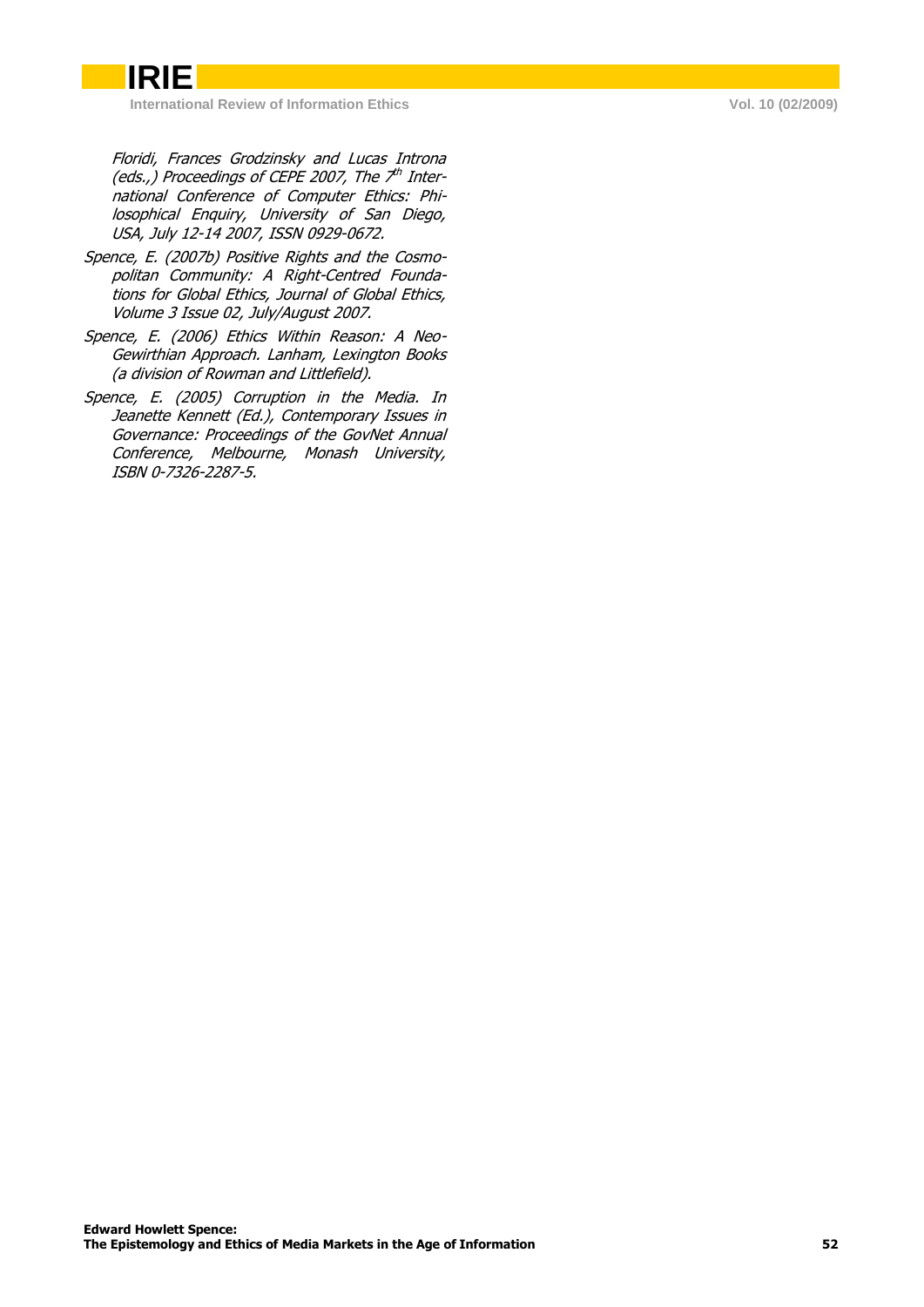*Floridi, Frances Grodzinsky and Lucas Introna (eds.,) Proceedings of CEPE 2007, The 7th International Conference of Computer Ethics: Philosophical Enquiry, University of San Diego, USA, July 12-14 2007, ISSN 0929-0672.*

*Spence, E. (2007b) Positive Rights and the Cosmopolitan Community: A Right-Centred Foundations for Global Ethics, Journal of Global Ethics, Volume 3 Issue 02, July/August 2007.*

*Spence, E. (2006) Ethics Within Reason: A Neo-Gewirthian Approach. Lanham, Lexington Books (a division of Rowman and Littlefield).*

*Spence, E. (2005) Corruption in the Media. In Jeanette Kennett (Ed.), Contemporary Issues in Governance: Proceedings of the GovNet Annual Conference, Melbourne, Monash University, ISBN 0-7326-2287-5.*